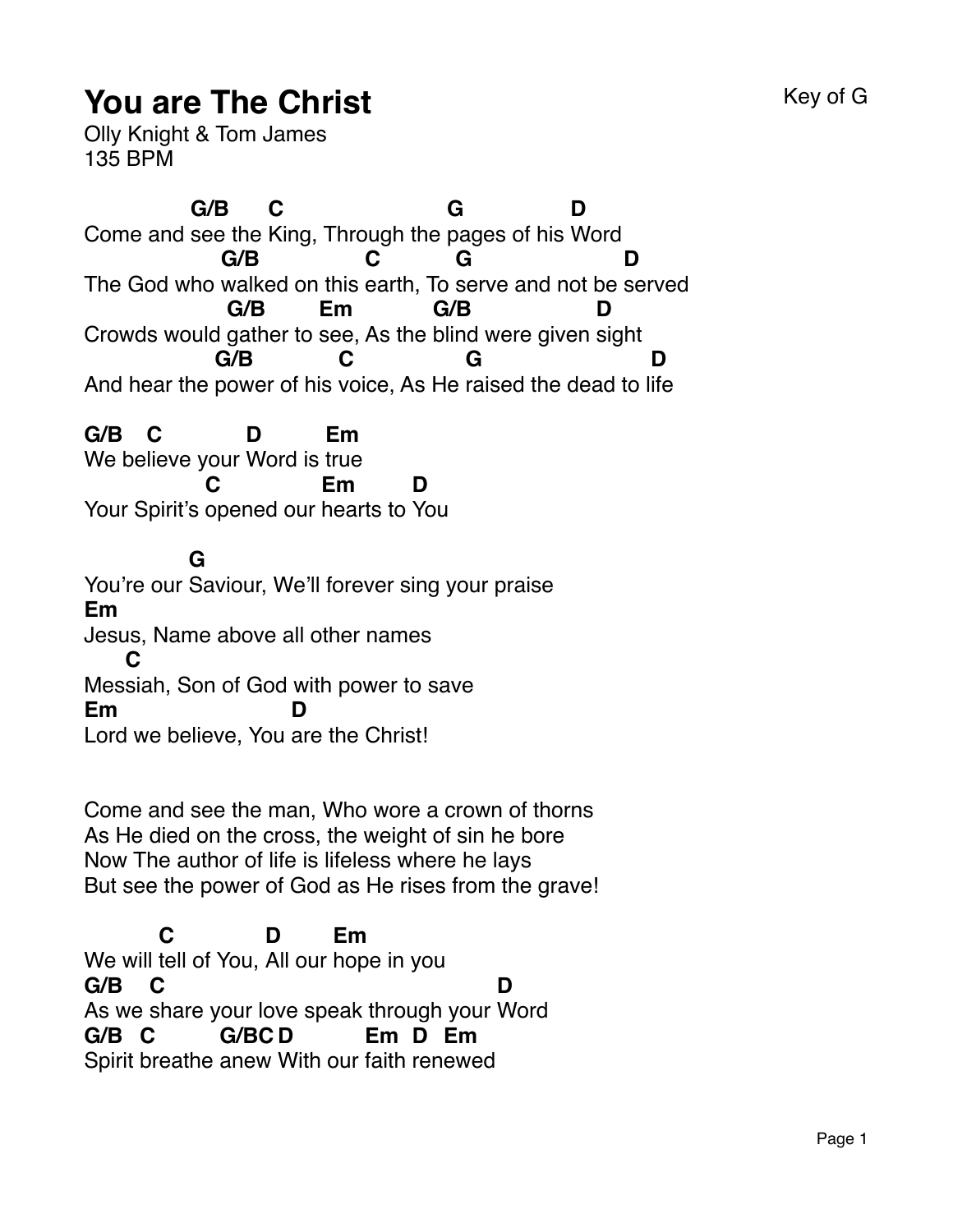# You are The Christ

Key of G

Olly Knight & Tom James
135 BPM

```
                G/B      C                         G                D
Come and see the King, Through the pages of his Word
                     G/B                C           G                       D
The God who walked on this earth, To serve and not be served
                      G/B         Em            G/B                   D
Crowds would gather to see, As the blind were given sight
                    G/B             C                 G                       D
And hear the power of his voice, As He raised the dead to life

G/B    C             D          Em
We believe your Word is true
                C               Em         D
Your Spirit's opened our hearts to You

                G
You're our Saviour, We'll forever sing your praise
Em
Jesus, Name above all other names
      C
Messiah, Son of God with power to save
Em                        D
Lord we believe, You are the Christ!


Come and see the man, Who wore a crown of thorns
As He died on the cross, the weight of sin he bore
Now The author of life is lifeless where he lays
But see the power of God as He rises from the grave!

           C              D        Em
We will tell of You, All our hope in you
G/B    C                                                  D
As we share your love speak through your Word
G/B   C          G/BC D           Em  D   Em
Spirit breathe anew With our faith renewed
```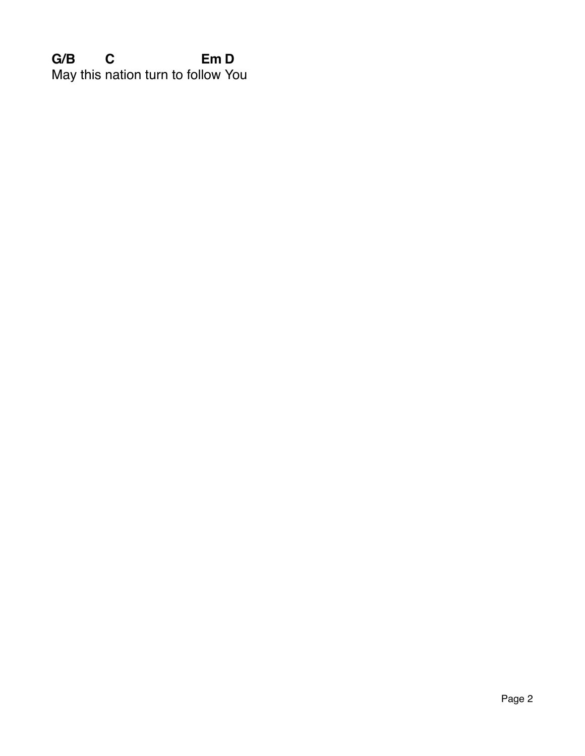```
G/B        C                    Em D
May this nation turn to follow You
```